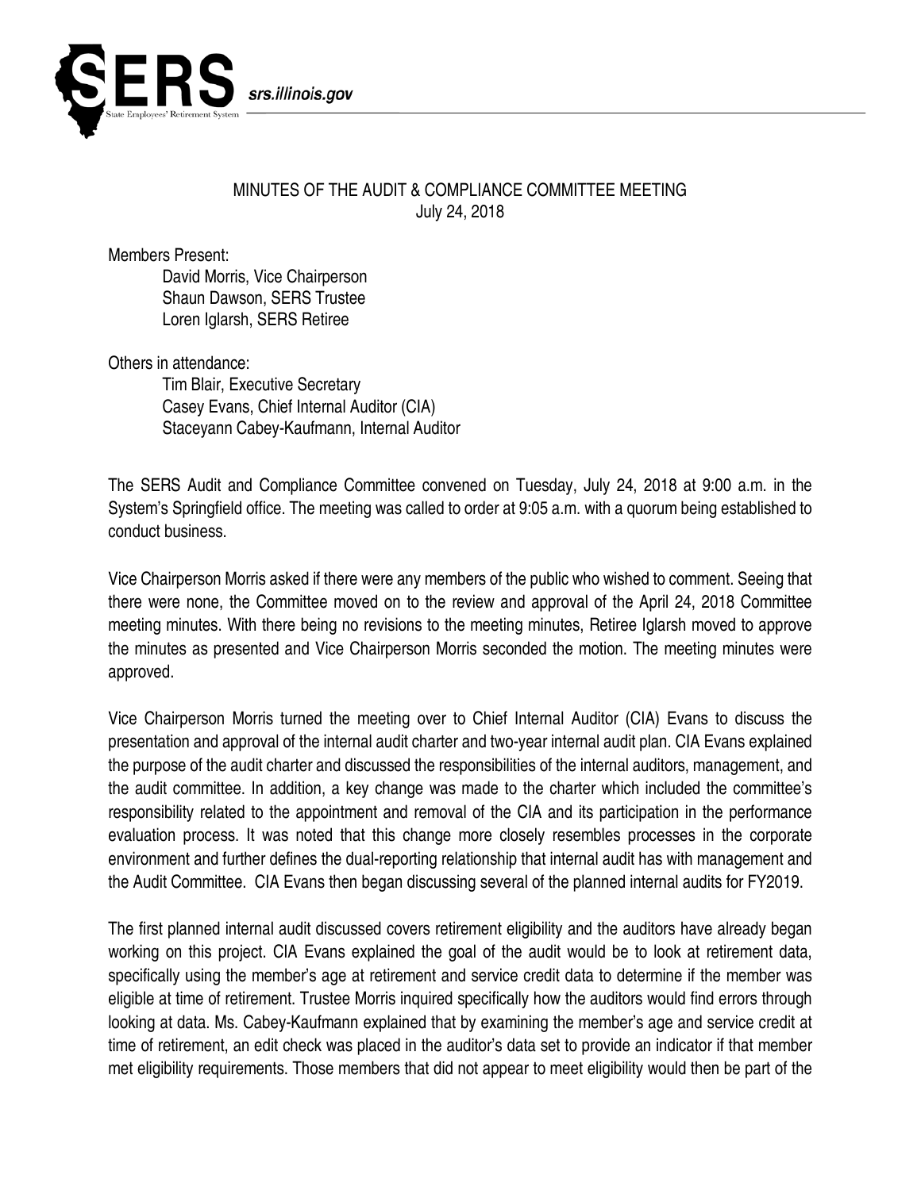# MINUTES OF THE AUDIT & COMPLIANCE COMMITTEE MEETING

July 24, 2018

Members Present:

- David Morris, Vice Chairperson
- Shaun Dawson, SERS Trustee
- Loren Iglarsh, SERS Retiree

Others in attendance:

- Tim Blair, Executive Secretary
- Casey Evans, Chief Internal Auditor (CIA)
- Staceyann Cabey-Kaufmann, Internal Auditor

The SERS Audit and Compliance Committee convened on Tuesday, July 24, 2018 at 9:00 a.m. in the System's Springfield office. The meeting was called to order at 9:05 a.m. with a quorum being established to conduct business.

Vice Chairperson Morris asked if there were any members of the public who wished to comment. Seeing that there were none, the Committee moved on to the review and approval of the April 24, 2018 Committee meeting minutes. With there being no revisions to the meeting minutes, Retiree Iglarsh moved to approve the minutes as presented and Vice Chairperson Morris seconded the motion. The meeting minutes were approved.

Vice Chairperson Morris turned the meeting over to Chief Internal Auditor (CIA) Evans to discuss the presentation and approval of the internal audit charter and two-year internal audit plan. CIA Evans explained the purpose of the audit charter and discussed the responsibilities of the internal auditors, management, and the audit committee. In addition, a key change was made to the charter which included the committee's responsibility related to the appointment and removal of the CIA and its participation in the performance evaluation process. It was noted that this change more closely resembles processes in the corporate environment and further defines the dual-reporting relationship that internal audit has with management and the Audit Committee. CIA Evans then began discussing several of the planned internal audits for FY2019.

The first planned internal audit discussed covers retirement eligibility and the auditors have already began working on this project. CIA Evans explained the goal of the audit would be to look at retirement data, specifically using the member's age at retirement and service credit data to determine if the member was eligible at time of retirement. Trustee Morris inquired specifically how the auditors would find errors through looking at data. Ms. Cabey-Kaufmann explained that by examining the member's age and service credit at time of retirement, an edit check was placed in the auditor's data set to provide an indicator if that member met eligibility requirements. Those members that did not appear to meet eligibility would then be part of the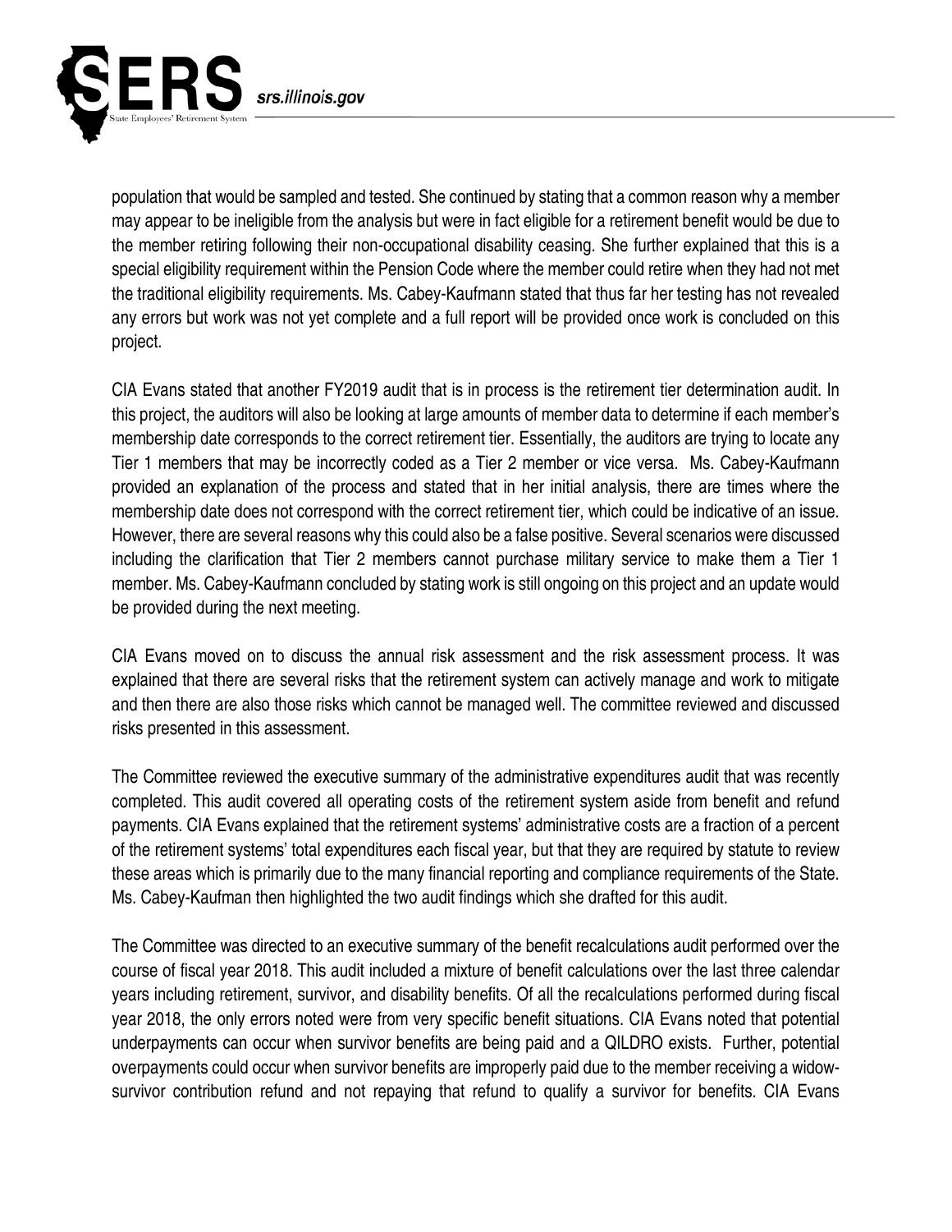population that would be sampled and tested. She continued by stating that a common reason why a member may appear to be ineligible from the analysis but were in fact eligible for a retirement benefit would be due to the member retiring following their non-occupational disability ceasing. She further explained that this is a special eligibility requirement within the Pension Code where the member could retire when they had not met the traditional eligibility requirements. Ms. Cabey-Kaufmann stated that thus far her testing has not revealed any errors but work was not yet complete and a full report will be provided once work is concluded on this project.

CIA Evans stated that another FY2019 audit that is in process is the retirement tier determination audit. In this project, the auditors will also be looking at large amounts of member data to determine if each member's membership date corresponds to the correct retirement tier. Essentially, the auditors are trying to locate any Tier 1 members that may be incorrectly coded as a Tier 2 member or vice versa. Ms. Cabey-Kaufmann provided an explanation of the process and stated that in her initial analysis, there are times where the membership date does not correspond with the correct retirement tier, which could be indicative of an issue. However, there are several reasons why this could also be a false positive. Several scenarios were discussed including the clarification that Tier 2 members cannot purchase military service to make them a Tier 1 member. Ms. Cabey-Kaufmann concluded by stating work is still ongoing on this project and an update would be provided during the next meeting.

CIA Evans moved on to discuss the annual risk assessment and the risk assessment process. It was explained that there are several risks that the retirement system can actively manage and work to mitigate and then there are also those risks which cannot be managed well. The committee reviewed and discussed risks presented in this assessment.

The Committee reviewed the executive summary of the administrative expenditures audit that was recently completed. This audit covered all operating costs of the retirement system aside from benefit and refund payments. CIA Evans explained that the retirement systems' administrative costs are a fraction of a percent of the retirement systems' total expenditures each fiscal year, but that they are required by statute to review these areas which is primarily due to the many financial reporting and compliance requirements of the State. Ms. Cabey-Kaufman then highlighted the two audit findings which she drafted for this audit.

The Committee was directed to an executive summary of the benefit recalculations audit performed over the course of fiscal year 2018. This audit included a mixture of benefit calculations over the last three calendar years including retirement, survivor, and disability benefits. Of all the recalculations performed during fiscal year 2018, the only errors noted were from very specific benefit situations. CIA Evans noted that potential underpayments can occur when survivor benefits are being paid and a QILDRO exists. Further, potential overpayments could occur when survivor benefits are improperly paid due to the member receiving a widow-survivor contribution refund and not repaying that refund to qualify a survivor for benefits. CIA Evans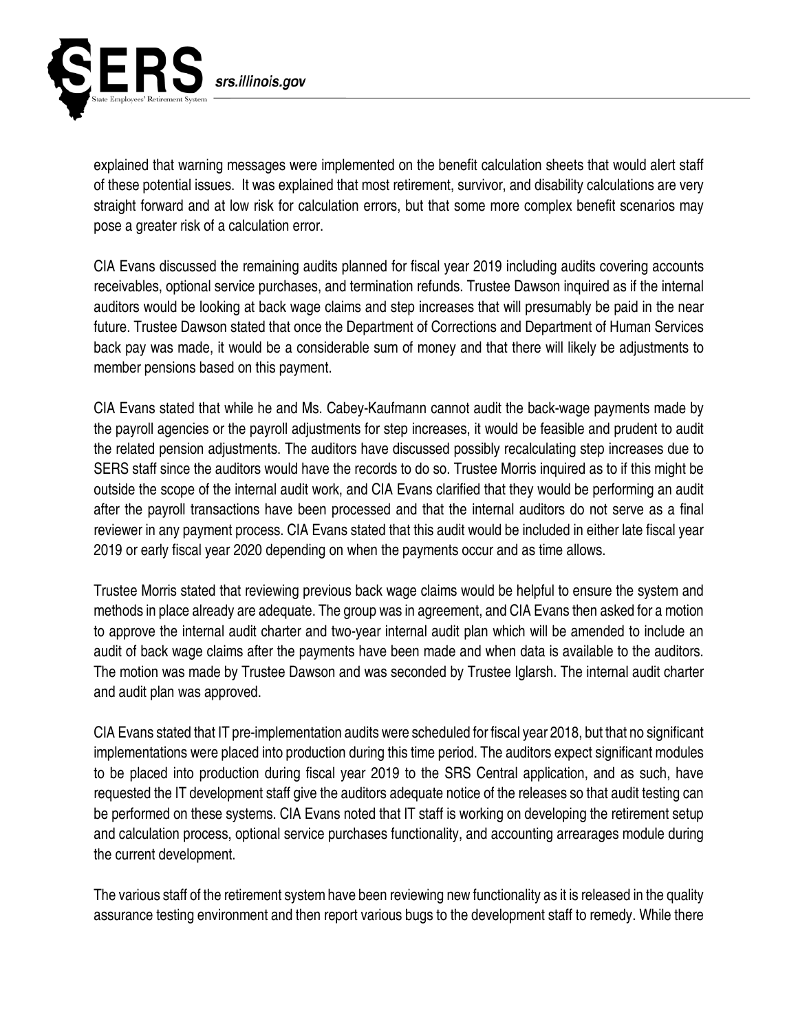explained that warning messages were implemented on the benefit calculation sheets that would alert staff of these potential issues. It was explained that most retirement, survivor, and disability calculations are very straight forward and at low risk for calculation errors, but that some more complex benefit scenarios may pose a greater risk of a calculation error.

CIA Evans discussed the remaining audits planned for fiscal year 2019 including audits covering accounts receivables, optional service purchases, and termination refunds. Trustee Dawson inquired as if the internal auditors would be looking at back wage claims and step increases that will presumably be paid in the near future. Trustee Dawson stated that once the Department of Corrections and Department of Human Services back pay was made, it would be a considerable sum of money and that there will likely be adjustments to member pensions based on this payment.

CIA Evans stated that while he and Ms. Cabey-Kaufmann cannot audit the back-wage payments made by the payroll agencies or the payroll adjustments for step increases, it would be feasible and prudent to audit the related pension adjustments. The auditors have discussed possibly recalculating step increases due to SERS staff since the auditors would have the records to do so. Trustee Morris inquired as to if this might be outside the scope of the internal audit work, and CIA Evans clarified that they would be performing an audit after the payroll transactions have been processed and that the internal auditors do not serve as a final reviewer in any payment process. CIA Evans stated that this audit would be included in either late fiscal year 2019 or early fiscal year 2020 depending on when the payments occur and as time allows.

Trustee Morris stated that reviewing previous back wage claims would be helpful to ensure the system and methods in place already are adequate. The group was in agreement, and CIA Evans then asked for a motion to approve the internal audit charter and two-year internal audit plan which will be amended to include an audit of back wage claims after the payments have been made and when data is available to the auditors. The motion was made by Trustee Dawson and was seconded by Trustee Iglarsh. The internal audit charter and audit plan was approved.

CIA Evans stated that IT pre-implementation audits were scheduled for fiscal year 2018, but that no significant implementations were placed into production during this time period. The auditors expect significant modules to be placed into production during fiscal year 2019 to the SRS Central application, and as such, have requested the IT development staff give the auditors adequate notice of the releases so that audit testing can be performed on these systems. CIA Evans noted that IT staff is working on developing the retirement setup and calculation process, optional service purchases functionality, and accounting arrearages module during the current development.

The various staff of the retirement system have been reviewing new functionality as it is released in the quality assurance testing environment and then report various bugs to the development staff to remedy. While there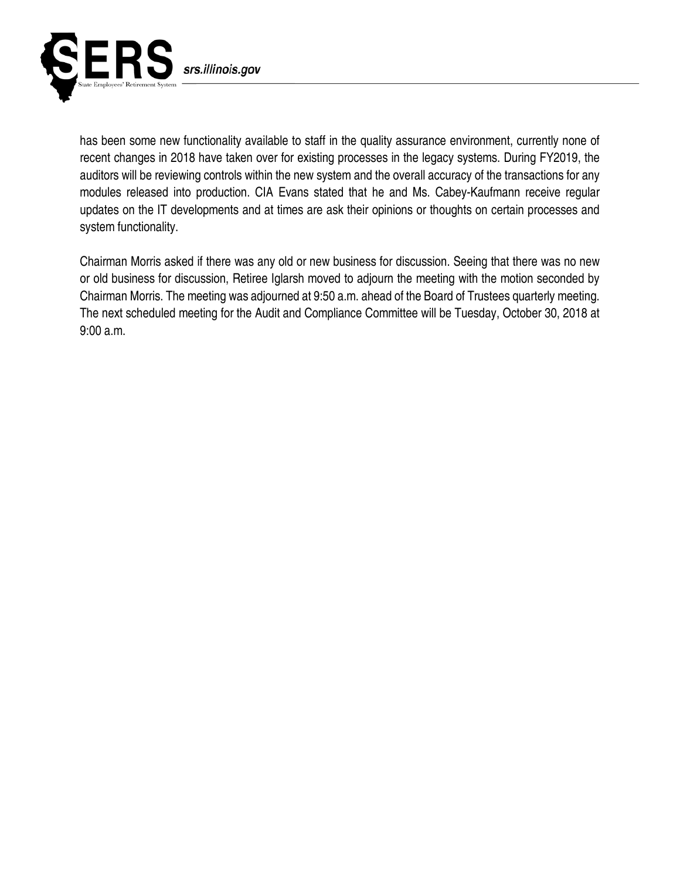has been some new functionality available to staff in the quality assurance environment, currently none of recent changes in 2018 have taken over for existing processes in the legacy systems. During FY2019, the auditors will be reviewing controls within the new system and the overall accuracy of the transactions for any modules released into production. CIA Evans stated that he and Ms. Cabey-Kaufmann receive regular updates on the IT developments and at times are ask their opinions or thoughts on certain processes and system functionality.

Chairman Morris asked if there was any old or new business for discussion. Seeing that there was no new or old business for discussion, Retiree Iglarsh moved to adjourn the meeting with the motion seconded by Chairman Morris. The meeting was adjourned at 9:50 a.m. ahead of the Board of Trustees quarterly meeting. The next scheduled meeting for the Audit and Compliance Committee will be Tuesday, October 30, 2018 at 9:00 a.m.